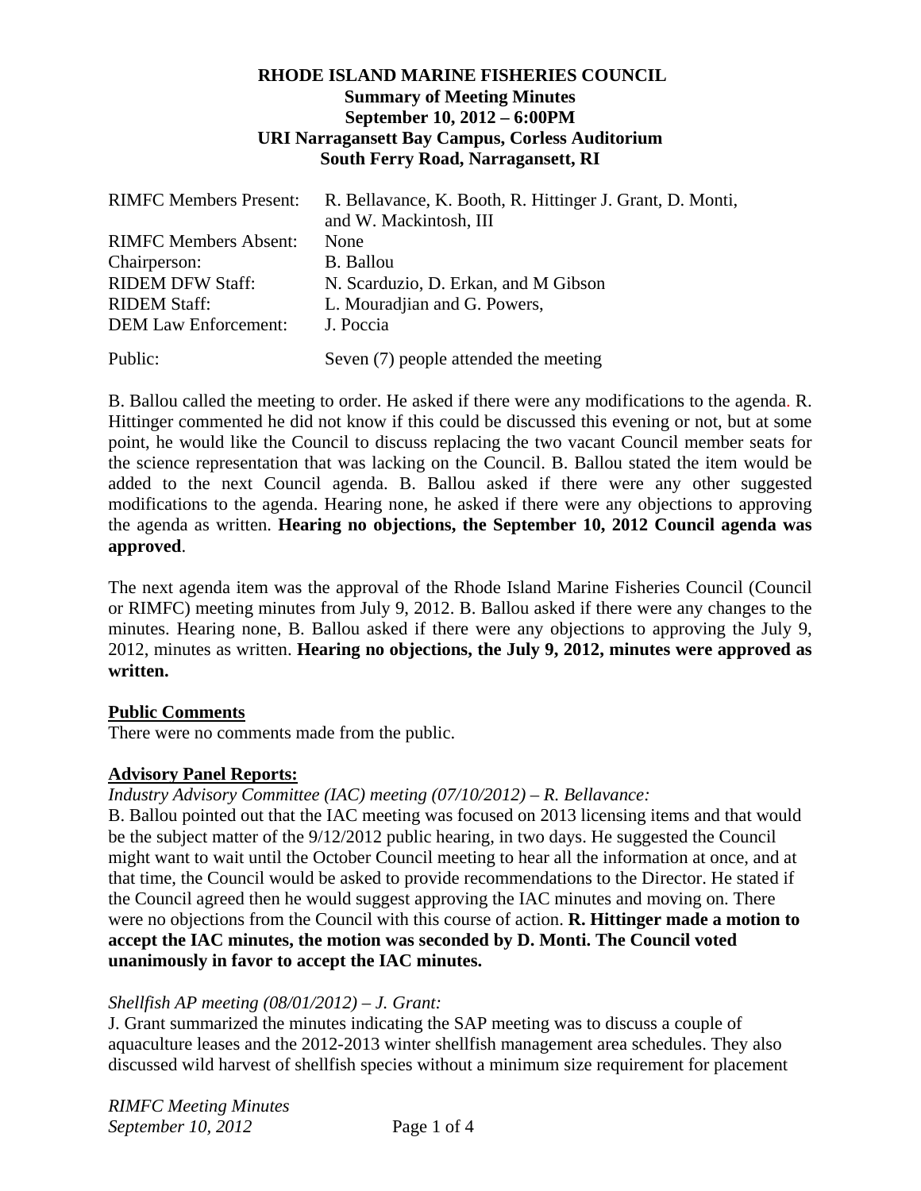**RHODE ISLAND MARINE FISHERIES COUNCIL**
**Summary of Meeting Minutes**
**September 10, 2012 – 6:00PM**
**URI Narragansett Bay Campus, Corless Auditorium**
**South Ferry Road, Narragansett, RI**

| | |
|---|---|
| RIMFC Members Present: | R. Bellavance, K. Booth, R. Hittinger J. Grant, D. Monti, and W. Mackintosh, III |
| RIMFC Members Absent: | None |
| Chairperson: | B. Ballou |
| RIDEM DFW Staff: | N. Scarduzio, D. Erkan, and M Gibson |
| RIDEM Staff: | L. Mouradjian and G. Powers, |
| DEM Law Enforcement: | J. Poccia |
| Public: | Seven (7) people attended the meeting |

B. Ballou called the meeting to order. He asked if there were any modifications to the agenda. R. Hittinger commented he did not know if this could be discussed this evening or not, but at some point, he would like the Council to discuss replacing the two vacant Council member seats for the science representation that was lacking on the Council. B. Ballou stated the item would be added to the next Council agenda. B. Ballou asked if there were any other suggested modifications to the agenda. Hearing none, he asked if there were any objections to approving the agenda as written. **Hearing no objections, the September 10, 2012 Council agenda was approved**.

The next agenda item was the approval of the Rhode Island Marine Fisheries Council (Council or RIMFC) meeting minutes from July 9, 2012. B. Ballou asked if there were any changes to the minutes. Hearing none, B. Ballou asked if there were any objections to approving the July 9, 2012, minutes as written. **Hearing no objections, the July 9, 2012, minutes were approved as written.**

**Public Comments**

There were no comments made from the public.

**Advisory Panel Reports:**

*Industry Advisory Committee (IAC) meeting (07/10/2012) – R. Bellavance:*

B. Ballou pointed out that the IAC meeting was focused on 2013 licensing items and that would be the subject matter of the 9/12/2012 public hearing, in two days. He suggested the Council might want to wait until the October Council meeting to hear all the information at once, and at that time, the Council would be asked to provide recommendations to the Director. He stated if the Council agreed then he would suggest approving the IAC minutes and moving on. There were no objections from the Council with this course of action. **R. Hittinger made a motion to accept the IAC minutes, the motion was seconded by D. Monti. The Council voted unanimously in favor to accept the IAC minutes.**

*Shellfish AP meeting (08/01/2012) – J. Grant:*

J. Grant summarized the minutes indicating the SAP meeting was to discuss a couple of aquaculture leases and the 2012-2013 winter shellfish management area schedules. They also discussed wild harvest of shellfish species without a minimum size requirement for placement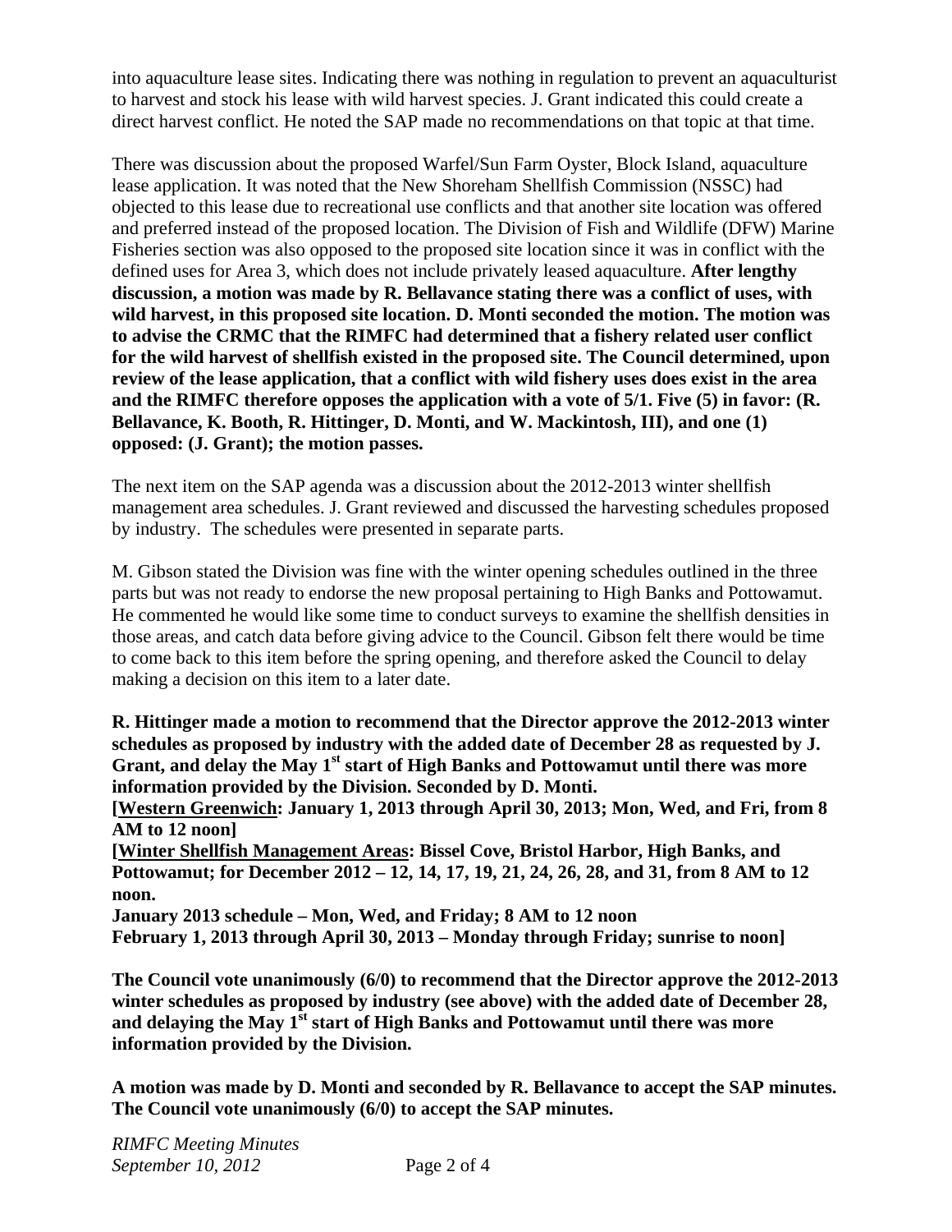into aquaculture lease sites. Indicating there was nothing in regulation to prevent an aquaculturist to harvest and stock his lease with wild harvest species. J. Grant indicated this could create a direct harvest conflict. He noted the SAP made no recommendations on that topic at that time.

There was discussion about the proposed Warfel/Sun Farm Oyster, Block Island, aquaculture lease application. It was noted that the New Shoreham Shellfish Commission (NSSC) had objected to this lease due to recreational use conflicts and that another site location was offered and preferred instead of the proposed location. The Division of Fish and Wildlife (DFW) Marine Fisheries section was also opposed to the proposed site location since it was in conflict with the defined uses for Area 3, which does not include privately leased aquaculture. **After lengthy discussion, a motion was made by R. Bellavance stating there was a conflict of uses, with wild harvest, in this proposed site location. D. Monti seconded the motion. The motion was to advise the CRMC that the RIMFC had determined that a fishery related user conflict for the wild harvest of shellfish existed in the proposed site. The Council determined, upon review of the lease application, that a conflict with wild fishery uses does exist in the area and the RIMFC therefore opposes the application with a vote of 5/1. Five (5) in favor: (R. Bellavance, K. Booth, R. Hittinger, D. Monti, and W. Mackintosh, III), and one (1) opposed: (J. Grant); the motion passes.**

The next item on the SAP agenda was a discussion about the 2012-2013 winter shellfish management area schedules. J. Grant reviewed and discussed the harvesting schedules proposed by industry. The schedules were presented in separate parts.

M. Gibson stated the Division was fine with the winter opening schedules outlined in the three parts but was not ready to endorse the new proposal pertaining to High Banks and Pottowamut. He commented he would like some time to conduct surveys to examine the shellfish densities in those areas, and catch data before giving advice to the Council. Gibson felt there would be time to come back to this item before the spring opening, and therefore asked the Council to delay making a decision on this item to a later date.

**R. Hittinger made a motion to recommend that the Director approve the 2012-2013 winter schedules as proposed by industry with the added date of December 28 as requested by J. Grant, and delay the May 1st start of High Banks and Pottowamut until there was more information provided by the Division. Seconded by D. Monti.**
**[<u>Western Greenwich</u>: January 1, 2013 through April 30, 2013; Mon, Wed, and Fri, from 8 AM to 12 noon]**
**[<u>Winter Shellfish Management Areas</u>: Bissel Cove, Bristol Harbor, High Banks, and Pottowamut; for December 2012 – 12, 14, 17, 19, 21, 24, 26, 28, and 31, from 8 AM to 12 noon.**
**January 2013 schedule – Mon, Wed, and Friday; 8 AM to 12 noon**
**February 1, 2013 through April 30, 2013 – Monday through Friday; sunrise to noon]**

**The Council vote unanimously (6/0) to recommend that the Director approve the 2012-2013 winter schedules as proposed by industry (see above) with the added date of December 28, and delaying the May 1st start of High Banks and Pottowamut until there was more information provided by the Division.**

**A motion was made by D. Monti and seconded by R. Bellavance to accept the SAP minutes. The Council vote unanimously (6/0) to accept the SAP minutes.**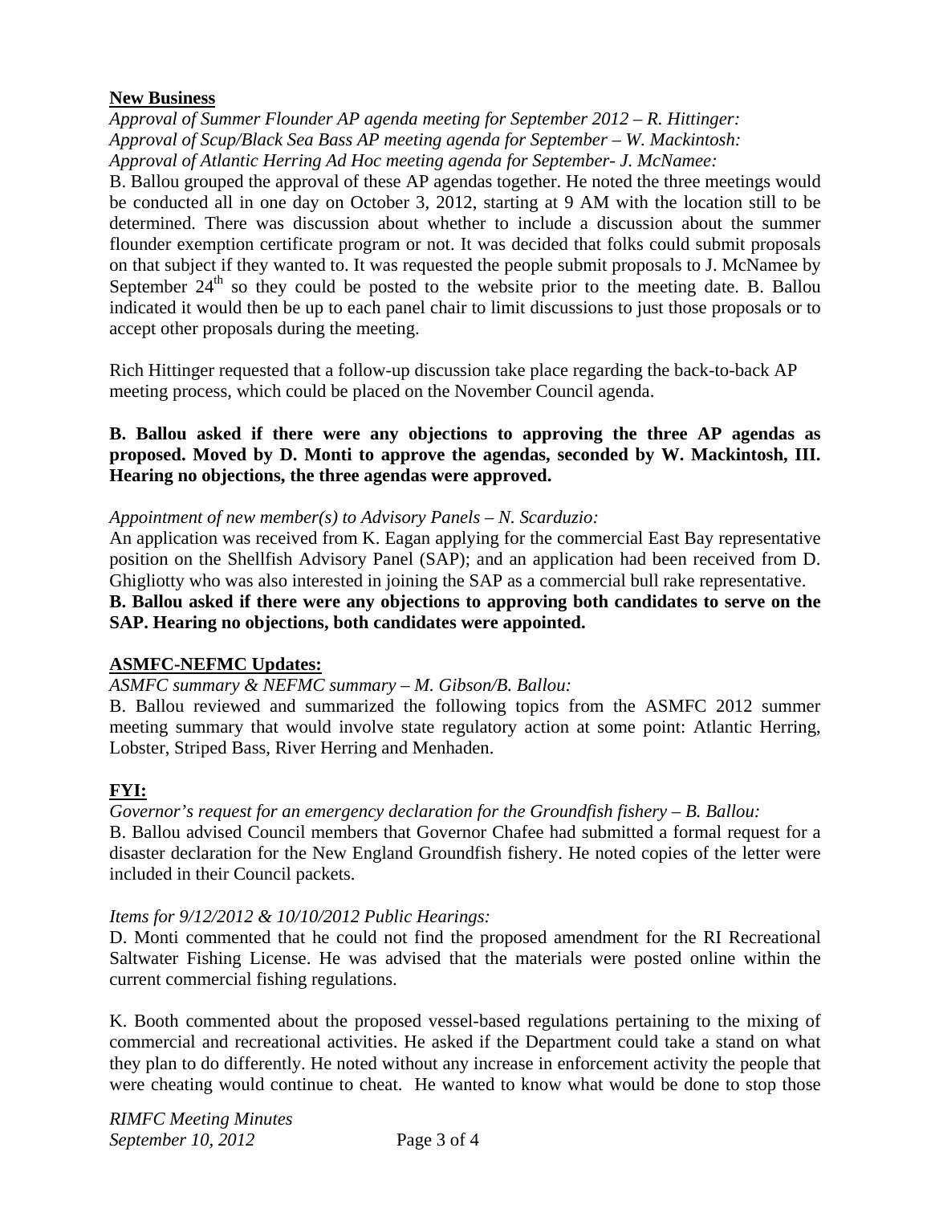**New Business**

*Approval of Summer Flounder AP agenda meeting for September 2012 – R. Hittinger:*
*Approval of Scup/Black Sea Bass AP meeting agenda for September – W. Mackintosh:*
*Approval of Atlantic Herring Ad Hoc meeting agenda for September- J. McNamee:*

B. Ballou grouped the approval of these AP agendas together. He noted the three meetings would be conducted all in one day on October 3, 2012, starting at 9 AM with the location still to be determined. There was discussion about whether to include a discussion about the summer flounder exemption certificate program or not. It was decided that folks could submit proposals on that subject if they wanted to. It was requested the people submit proposals to J. McNamee by September 24th so they could be posted to the website prior to the meeting date. B. Ballou indicated it would then be up to each panel chair to limit discussions to just those proposals or to accept other proposals during the meeting.

Rich Hittinger requested that a follow-up discussion take place regarding the back-to-back AP meeting process, which could be placed on the November Council agenda.

**B. Ballou asked if there were any objections to approving the three AP agendas as proposed. Moved by D. Monti to approve the agendas, seconded by W. Mackintosh, III. Hearing no objections, the three agendas were approved.**

*Appointment of new member(s) to Advisory Panels – N. Scarduzio:*

An application was received from K. Eagan applying for the commercial East Bay representative position on the Shellfish Advisory Panel (SAP); and an application had been received from D. Ghigliotty who was also interested in joining the SAP as a commercial bull rake representative.
**B. Ballou asked if there were any objections to approving both candidates to serve on the SAP. Hearing no objections, both candidates were appointed.**

**ASMFC-NEFMC Updates:**

*ASMFC summary & NEFMC summary – M. Gibson/B. Ballou:*

B. Ballou reviewed and summarized the following topics from the ASMFC 2012 summer meeting summary that would involve state regulatory action at some point: Atlantic Herring, Lobster, Striped Bass, River Herring and Menhaden.

**FYI:**

*Governor's request for an emergency declaration for the Groundfish fishery – B. Ballou:*

B. Ballou advised Council members that Governor Chafee had submitted a formal request for a disaster declaration for the New England Groundfish fishery. He noted copies of the letter were included in their Council packets.

*Items for 9/12/2012 & 10/10/2012 Public Hearings:*

D. Monti commented that he could not find the proposed amendment for the RI Recreational Saltwater Fishing License. He was advised that the materials were posted online within the current commercial fishing regulations.

K. Booth commented about the proposed vessel-based regulations pertaining to the mixing of commercial and recreational activities. He asked if the Department could take a stand on what they plan to do differently. He noted without any increase in enforcement activity the people that were cheating would continue to cheat. He wanted to know what would be done to stop those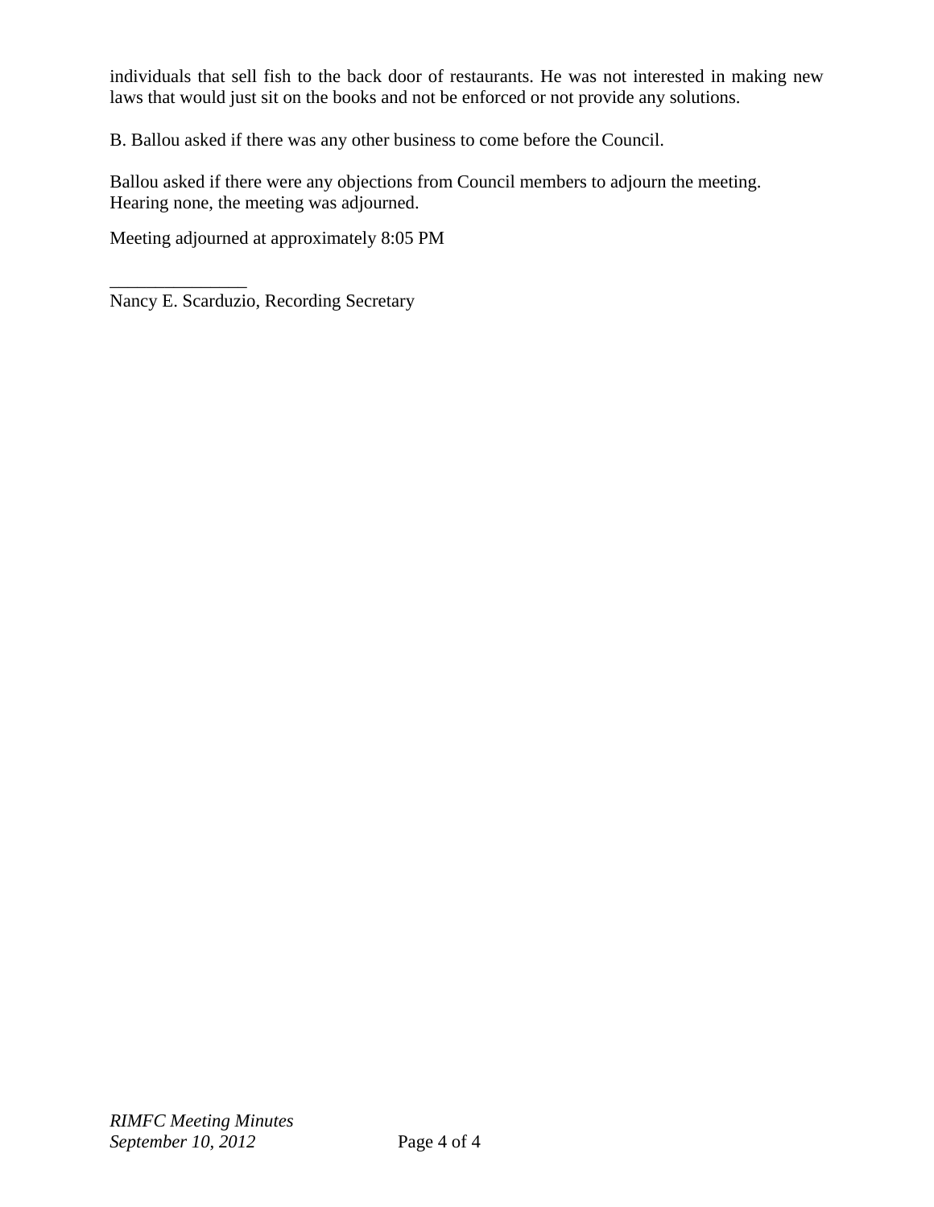individuals that sell fish to the back door of restaurants. He was not interested in making new laws that would just sit on the books and not be enforced or not provide any solutions.

B. Ballou asked if there was any other business to come before the Council.

Ballou asked if there were any objections from Council members to adjourn the meeting. Hearing none, the meeting was adjourned.

Meeting adjourned at approximately 8:05 PM

_______________
Nancy E. Scarduzio, Recording Secretary